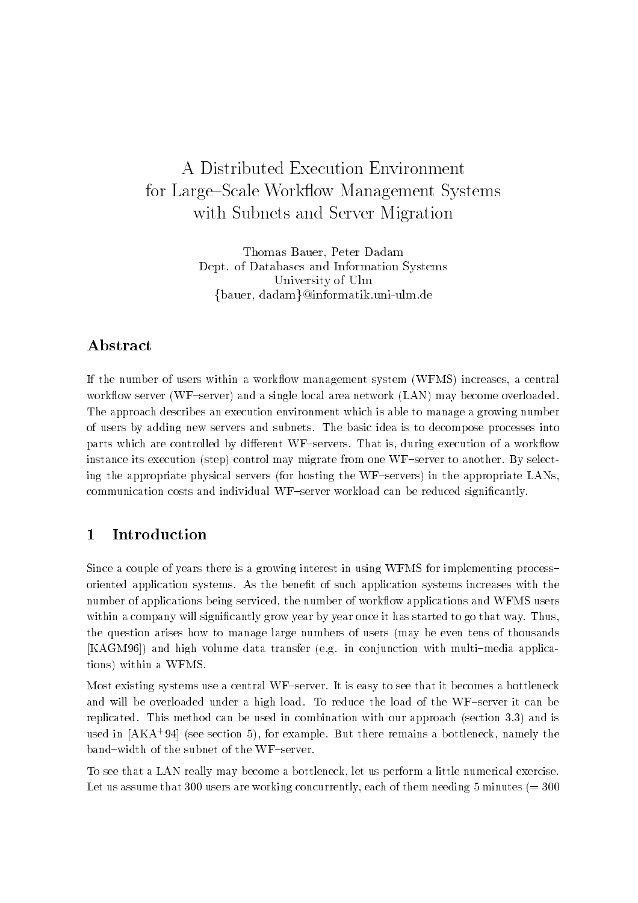# A Distributed Execution Environment for Large–Scale Workflow Management Systems with Subnets and Server Migration

Thomas Bauer, Peter Dadam
Dept. of Databases and Information Systems
University of Ulm
{bauer, dadam}@informatik.uni-ulm.de

## Abstract

If the number of users within a workflow management system (WFMS) increases, a central workflow server (WF–server) and a single local area network (LAN) may become overloaded. The approach describes an execution environment which is able to manage a growing number of users by adding new servers and subnets. The basic idea is to decompose processes into parts which are controlled by different WF–servers. That is, during execution of a workflow instance its execution (step) control may migrate from one WF–server to another. By selecting the appropriate physical servers (for hosting the WF–servers) in the appropriate LANs, communication costs and individual WF–server workload can be reduced significantly.

## 1 Introduction

Since a couple of years there is a growing interest in using WFMS for implementing process–oriented application systems. As the benefit of such application systems increases with the number of applications being serviced, the number of workflow applications and WFMS users within a company will significantly grow year by year once it has started to go that way. Thus, the question arises how to manage large numbers of users (may be even tens of thousands [KAGM96]) and high volume data transfer (e.g. in conjunction with multi–media applications) within a WFMS.

Most existing systems use a central WF–server. It is easy to see that it becomes a bottleneck and will be overloaded under a high load. To reduce the load of the WF–server it can be replicated. This method can be used in combination with our approach (section 3.3) and is used in [AKA+94] (see section 5), for example. But there remains a bottleneck, namely the band–width of the subnet of the WF–server.

To see that a LAN really may become a bottleneck, let us perform a little numerical exercise. Let us assume that 300 users are working concurrently, each of them needing 5 minutes (= 300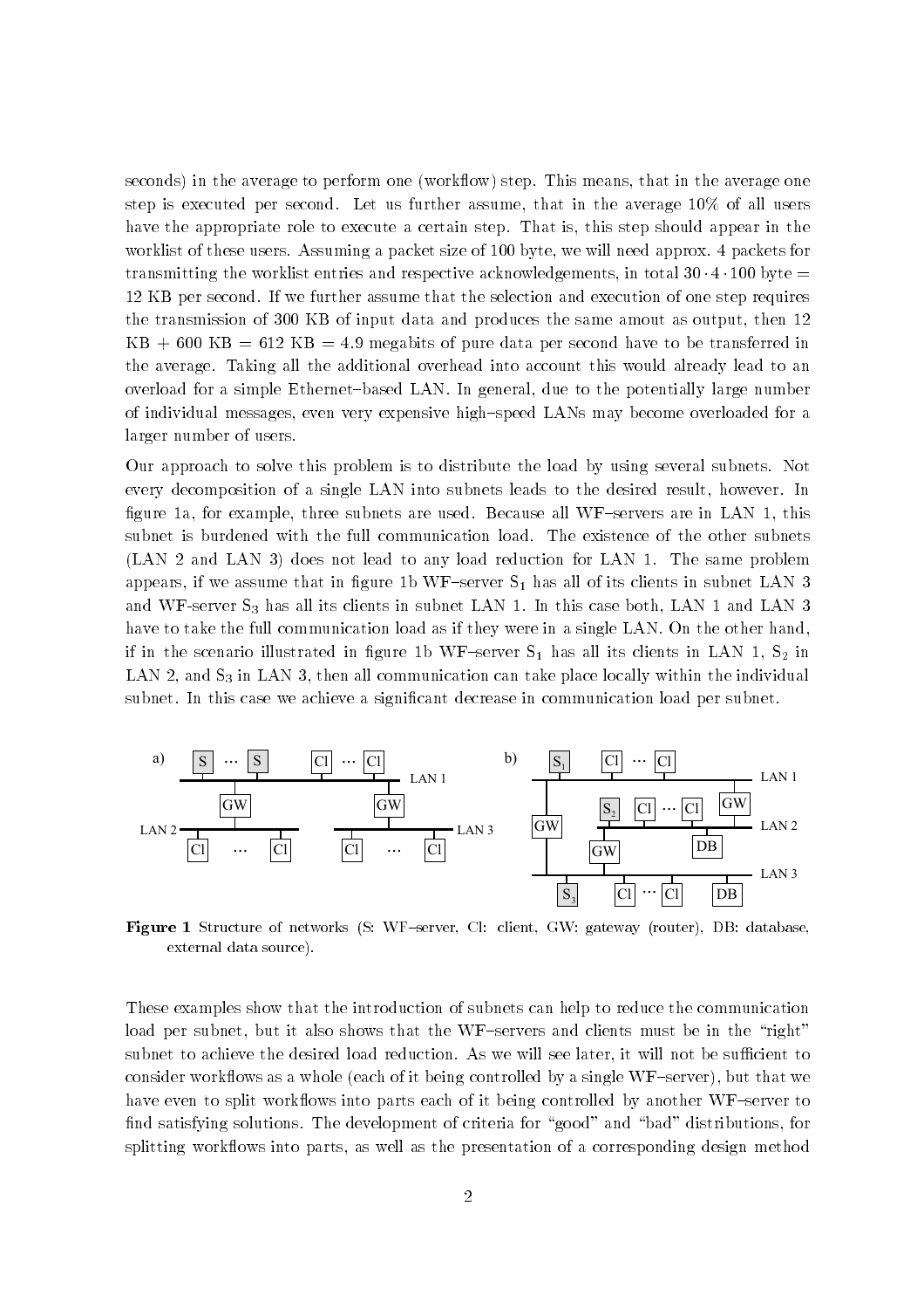seconds) in the average to perform one (workflow) step. This means, that in the average one step is executed per second. Let us further assume, that in the average 10% of all users have the appropriate role to execute a certain step. That is, this step should appear in the worklist of these users. Assuming a packet size of 100 byte, we will need approx. 4 packets for transmitting the worklist entries and respective acknowledgements, in total $30 \cdot 4 \cdot 100$ byte = 12 KB per second. If we further assume that the selection and execution of one step requires the transmission of 300 KB of input data and produces the same amout as output, then 12 KB + 600 KB = 612 KB = 4.9 megabits of pure data per second have to be transferred in the average. Taking all the additional overhead into account this would already lead to an overload for a simple Ethernet–based LAN. In general, due to the potentially large number of individual messages, even very expensive high–speed LANs may become overloaded for a larger number of users.

Our approach to solve this problem is to distribute the load by using several subnets. Not every decomposition of a single LAN into subnets leads to the desired result, however. In figure 1a, for example, three subnets are used. Because all WF–servers are in LAN 1, this subnet is burdened with the full communication load. The existence of the other subnets (LAN 2 and LAN 3) does not lead to any load reduction for LAN 1. The same problem appears, if we assume that in figure 1b WF–server $S_1$ has all of its clients in subnet LAN 3 and WF-server $S_3$ has all its clients in subnet LAN 1. In this case both, LAN 1 and LAN 3 have to take the full communication load as if they were in a single LAN. On the other hand, if in the scenario illustrated in figure 1b WF–server $S_1$ has all its clients in LAN 1, $S_2$ in LAN 2, and $S_3$ in LAN 3, then all communication can take place locally within the individual subnet. In this case we achieve a significant decrease in communication load per subnet.

**Figure 1** Structure of networks (S: WF–server, Cl: client, GW: gateway (router), DB: database, external data source).

These examples show that the introduction of subnets can help to reduce the communication load per subnet, but it also shows that the WF–servers and clients must be in the "right" subnet to achieve the desired load reduction. As we will see later, it will not be sufficient to consider workflows as a whole (each of it being controlled by a single WF–server), but that we have even to split workflows into parts each of it being controlled by another WF–server to find satisfying solutions. The development of criteria for "good" and "bad" distributions, for splitting workflows into parts, as well as the presentation of a corresponding design method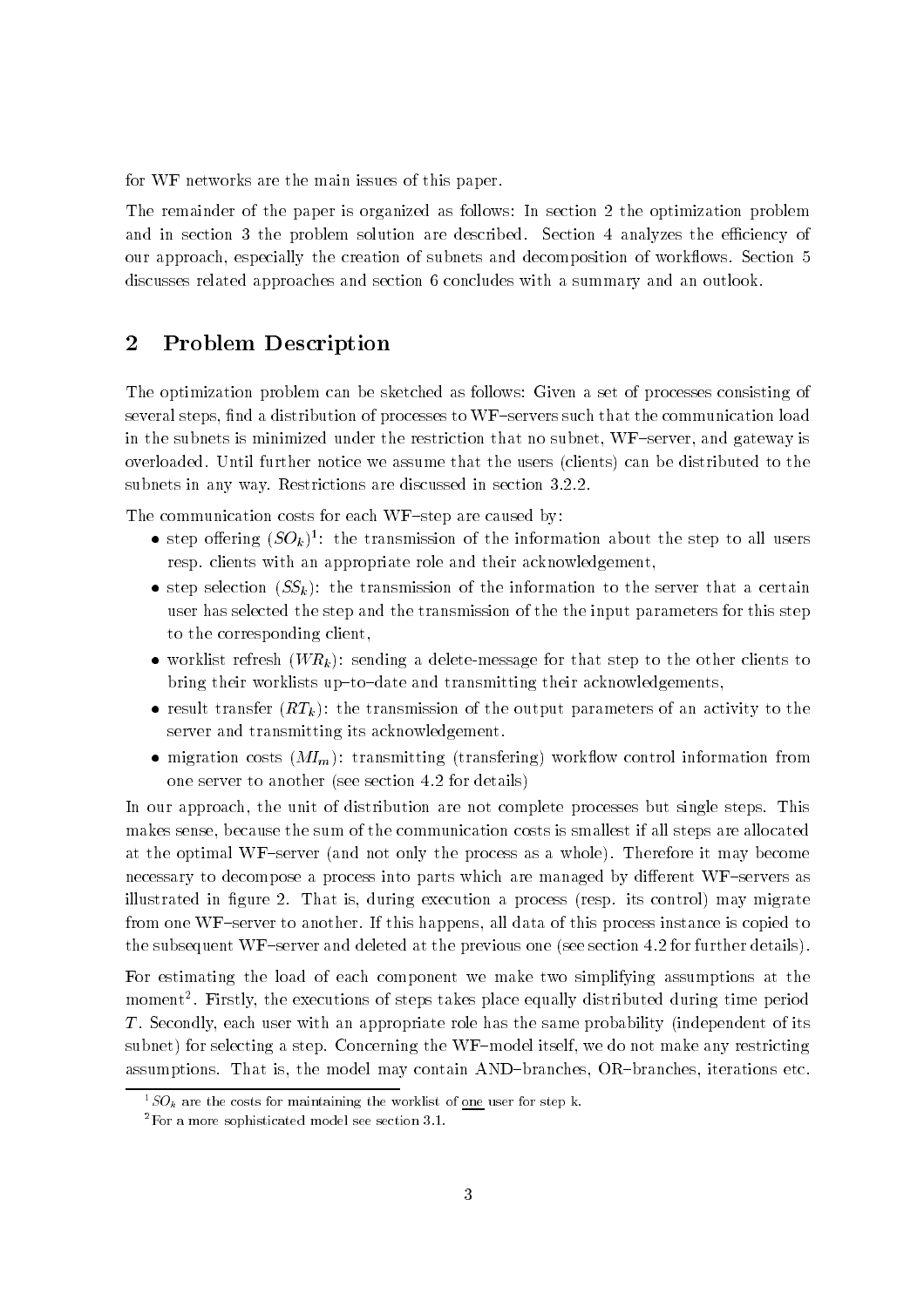for WF networks are the main issues of this paper.

The remainder of the paper is organized as follows: In section 2 the optimization problem and in section 3 the problem solution are described. Section 4 analyzes the efficiency of our approach, especially the creation of subnets and decomposition of workflows. Section 5 discusses related approaches and section 6 concludes with a summary and an outlook.

## 2 Problem Description

The optimization problem can be sketched as follows: Given a set of processes consisting of several steps, find a distribution of processes to WF–servers such that the communication load in the subnets is minimized under the restriction that no subnet, WF–server, and gateway is overloaded. Until further notice we assume that the users (clients) can be distributed to the subnets in any way. Restrictions are discussed in section 3.2.2.

The communication costs for each WF–step are caused by:

- step offering ($SO_k$)[1]: the transmission of the information about the step to all users resp. clients with an appropriate role and their acknowledgement,
- step selection ($SS_k$): the transmission of the information to the server that a certain user has selected the step and the transmission of the the input parameters for this step to the corresponding client,
- worklist refresh ($WR_k$): sending a delete-message for that step to the other clients to bring their worklists up–to–date and transmitting their acknowledgements,
- result transfer ($RT_k$): the transmission of the output parameters of an activity to the server and transmitting its acknowledgement.
- migration costs ($MI_m$): transmitting (transfering) workflow control information from one server to another (see section 4.2 for details)

In our approach, the unit of distribution are not complete processes but single steps. This makes sense, because the sum of the communication costs is smallest if all steps are allocated at the optimal WF–server (and not only the process as a whole). Therefore it may become necessary to decompose a process into parts which are managed by different WF–servers as illustrated in figure 2. That is, during execution a process (resp. its control) may migrate from one WF–server to another. If this happens, all data of this process instance is copied to the subsequent WF–server and deleted at the previous one (see section 4.2 for further details).

For estimating the load of each component we make two simplifying assumptions at the moment[2]. Firstly, the executions of steps takes place equally distributed during time period $T$. Secondly, each user with an appropriate role has the same probability (independent of its subnet) for selecting a step. Concerning the WF–model itself, we do not make any restricting assumptions. That is, the model may contain AND–branches, OR–branches, iterations etc.

[1] $SO_k$ are the costs for maintaining the worklist of one user for step k.

[2] For a more sophisticated model see section 3.1.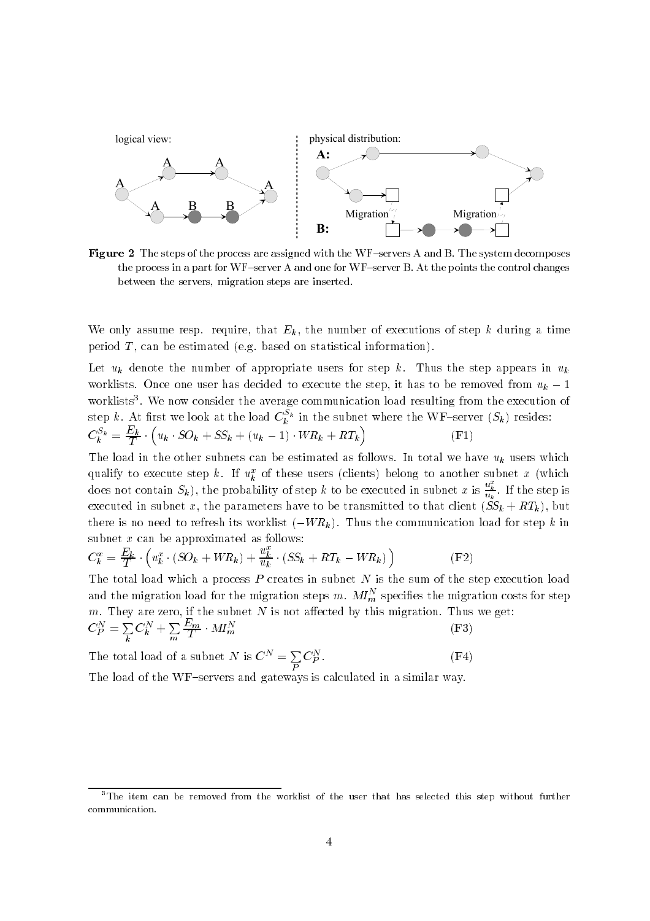**Figure 2** The steps of the process are assigned with the WF–servers A and B. The system decomposes the process in a part for WF–server A and one for WF–server B. At the points the control changes between the servers, migration steps are inserted.

We only assume resp. require, that $E_k$, the number of executions of step $k$ during a time period $T$, can be estimated (e.g. based on statistical information).

Let $u_k$ denote the number of appropriate users for step $k$. Thus the step appears in $u_k$ worklists. Once one user has decided to execute the step, it has to be removed from $u_k - 1$ worklists[3]. We now consider the average communication load resulting from the execution of step $k$. At first we look at the load $C_k^{S_k}$ in the subnet where the WF–server ($S_k$) resides:

$$C_k^{S_k} = \frac{E_k}{T} \cdot \Big( u_k \cdot SO_k + SS_k + (u_k - 1) \cdot WR_k + RT_k \Big) \qquad \textbf{(F1)}$$

The load in the other subnets can be estimated as follows. In total we have $u_k$ users which qualify to execute step $k$. If $u_k^x$ of these users (clients) belong to another subnet $x$ (which does not contain $S_k$), the probability of step $k$ to be executed in subnet $x$ is $\frac{u_k^x}{u_k}$. If the step is executed in subnet $x$, the parameters have to be transmitted to that client ($SS_k + RT_k$), but there is no need to refresh its worklist ($-WR_k$). Thus the communication load for step $k$ in subnet $x$ can be approximated as follows:

$$C_k^x = \frac{E_k}{T} \cdot \Big( u_k^x \cdot (SO_k + WR_k) + \frac{u_k^x}{u_k} \cdot (SS_k + RT_k - WR_k) \Big) \qquad \textbf{(F2)}$$

The total load which a process $P$ creates in subnet $N$ is the sum of the step execution load and the migration load for the migration steps $m$. $MI_m^N$ specifies the migration costs for step $m$. They are zero, if the subnet $N$ is not affected by this migration. Thus we get:

$$C_P^N = \sum_k C_k^N + \sum_m \frac{E_m}{T} \cdot MI_m^N \qquad \textbf{(F3)}$$

The total load of a subnet $N$ is $C^N = \sum_P C_P^N$. **(F4)**

The load of the WF–servers and gateways is calculated in a similar way.

[3] The item can be removed from the worklist of the user that has selected this step without further communication.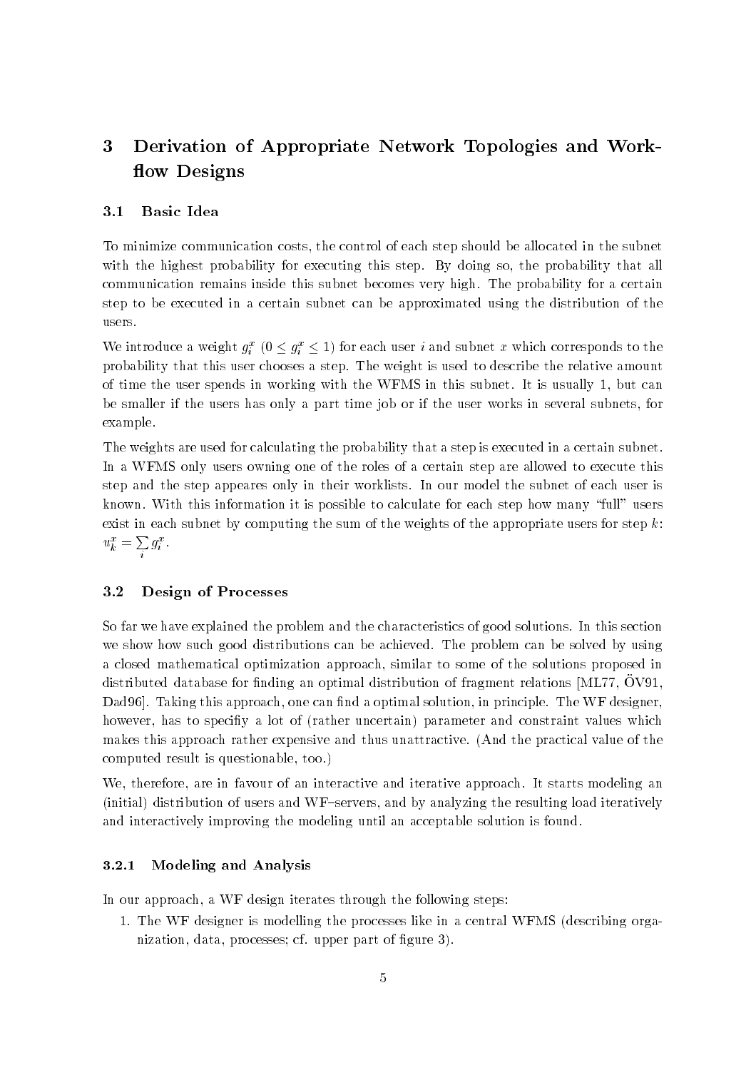# 3 Derivation of Appropriate Network Topologies and Workflow Designs

## 3.1 Basic Idea

To minimize communication costs, the control of each step should be allocated in the subnet with the highest probability for executing this step. By doing so, the probability that all communication remains inside this subnet becomes very high. The probability for a certain step to be executed in a certain subnet can be approximated using the distribution of the users.

We introduce a weight $g_i^x$ ($0 \leq g_i^x \leq 1$) for each user $i$ and subnet $x$ which corresponds to the probability that this user chooses a step. The weight is used to describe the relative amount of time the user spends in working with the WFMS in this subnet. It is usually 1, but can be smaller if the users has only a part time job or if the user works in several subnets, for example.

The weights are used for calculating the probability that a step is executed in a certain subnet. In a WFMS only users owning one of the roles of a certain step are allowed to execute this step and the step appeares only in their worklists. In our model the subnet of each user is known. With this information it is possible to calculate for each step how many "full" users exist in each subnet by computing the sum of the weights of the appropriate users for step $k$: $u_k^x = \sum_i g_i^x$.

## 3.2 Design of Processes

So far we have explained the problem and the characteristics of good solutions. In this section we show how such good distributions can be achieved. The problem can be solved by using a closed mathematical optimization approach, similar to some of the solutions proposed in distributed database for finding an optimal distribution of fragment relations [ML77, ÖV91, Dad96]. Taking this approach, one can find a optimal solution, in principle. The WF designer, however, has to specifiy a lot of (rather uncertain) parameter and constraint values which makes this approach rather expensive and thus unattractive. (And the practical value of the computed result is questionable, too.)

We, therefore, are in favour of an interactive and iterative approach. It starts modeling an (initial) distribution of users and WF–servers, and by analyzing the resulting load iteratively and interactively improving the modeling until an acceptable solution is found.

### 3.2.1 Modeling and Analysis

In our approach, a WF design iterates through the following steps:

1. The WF designer is modelling the processes like in a central WFMS (describing organization, data, processes; cf. upper part of figure 3).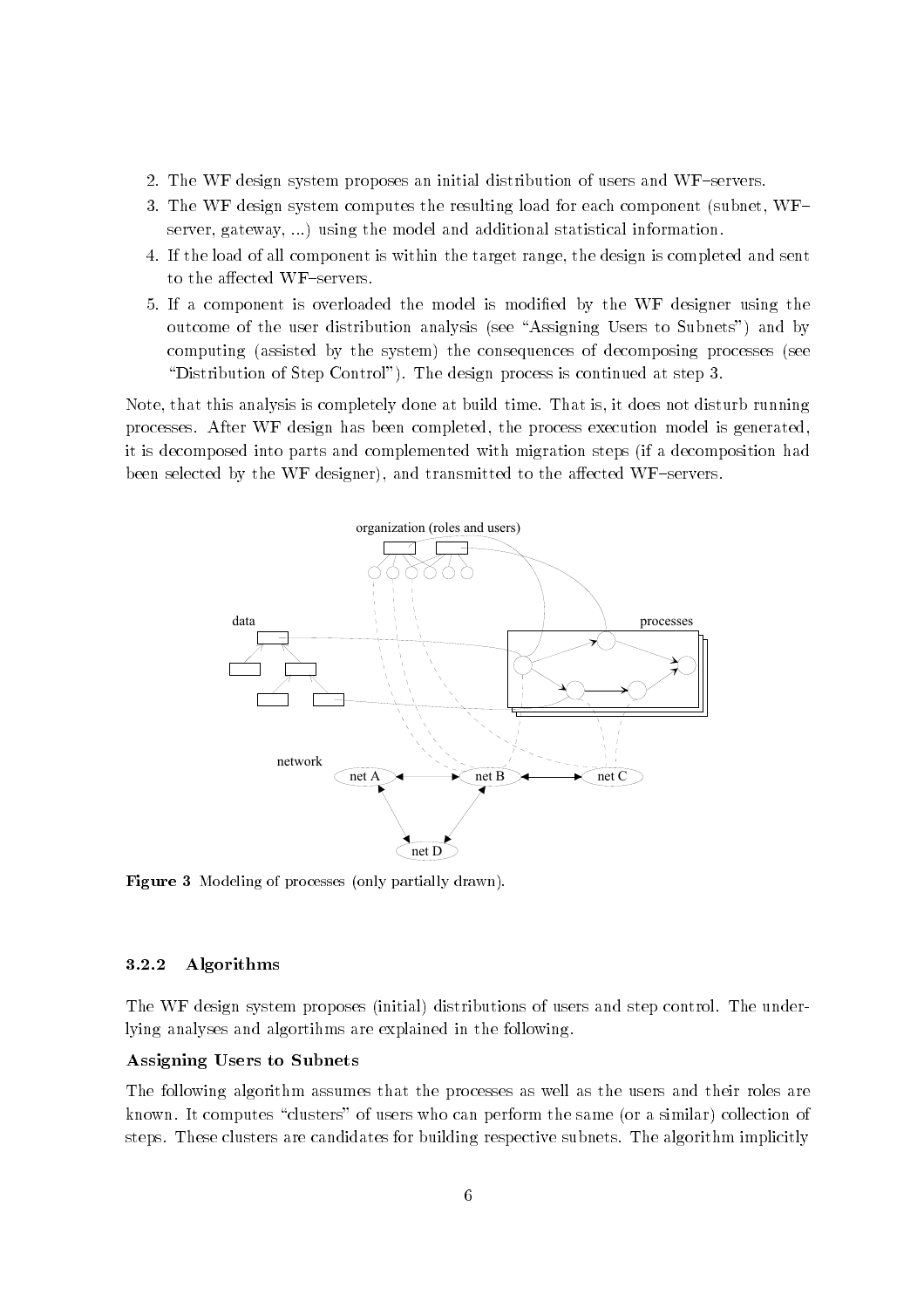2. The WF design system proposes an initial distribution of users and WF–servers.
3. The WF design system computes the resulting load for each component (subnet, WF–server, gateway, ...) using the model and additional statistical information.
4. If the load of all component is within the target range, the design is completed and sent to the affected WF–servers.
5. If a component is overloaded the model is modified by the WF designer using the outcome of the user distribution analysis (see "Assigning Users to Subnets") and by computing (assisted by the system) the consequences of decomposing processes (see "Distribution of Step Control"). The design process is continued at step 3.

Note, that this analysis is completely done at build time. That is, it does not disturb running processes. After WF design has been completed, the process execution model is generated, it is decomposed into parts and complemented with migration steps (if a decomposition had been selected by the WF designer), and transmitted to the affected WF–servers.

**Figure 3** Modeling of processes (only partially drawn).

### 3.2.2 Algorithms

The WF design system proposes (initial) distributions of users and step control. The underlying analyses and algortihms are explained in the following.

**Assigning Users to Subnets**

The following algorithm assumes that the processes as well as the users and their roles are known. It computes "clusters" of users who can perform the same (or a similar) collection of steps. These clusters are candidates for building respective subnets. The algorithm implicitly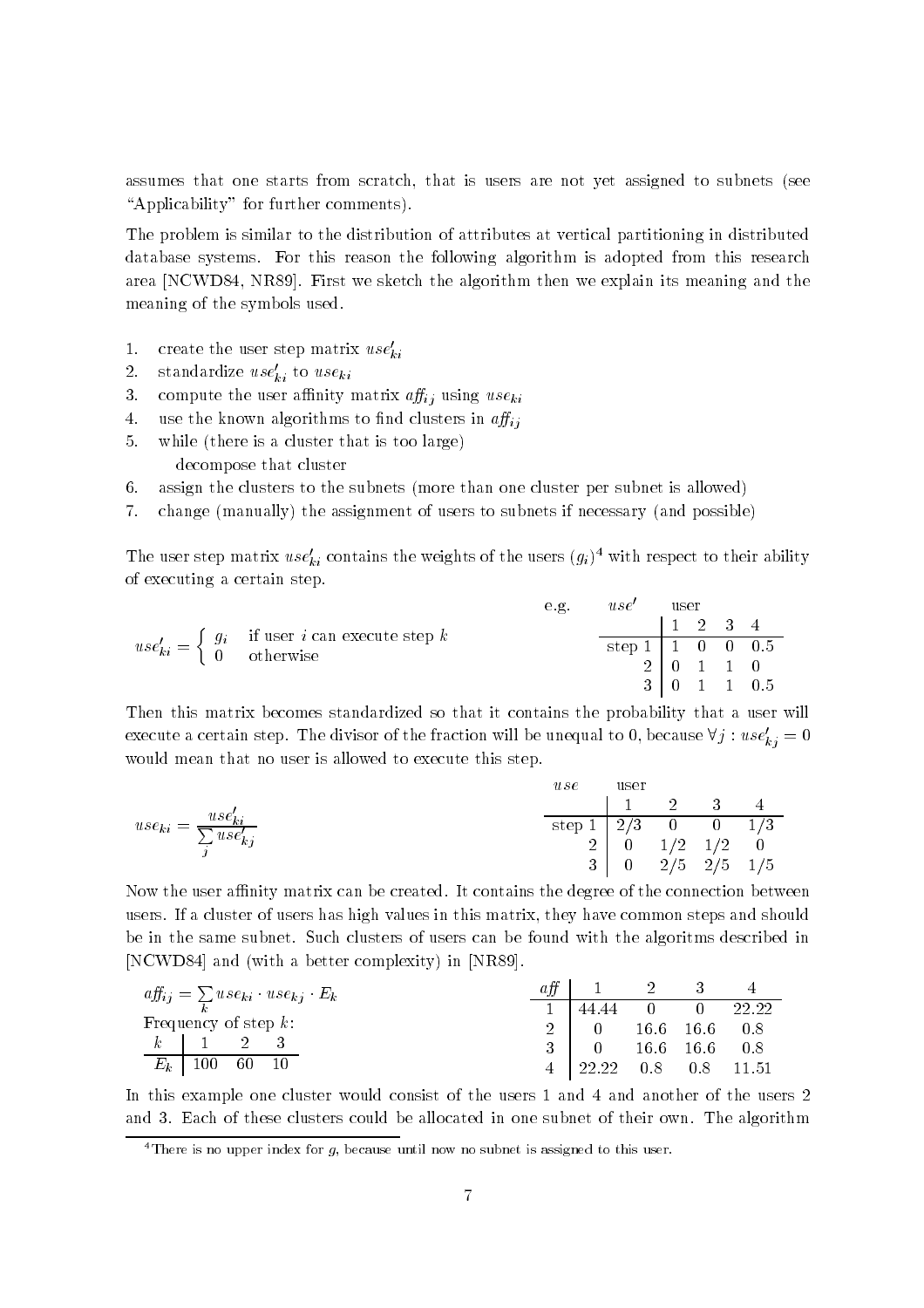assumes that one starts from scratch, that is users are not yet assigned to subnets (see "Applicability" for further comments).

The problem is similar to the distribution of attributes at vertical partitioning in distributed database systems. For this reason the following algorithm is adopted from this research area [NCWD84, NR89]. First we sketch the algorithm then we explain its meaning and the meaning of the symbols used.

1. create the user step matrix $use'_{ki}$
2. standardize $use'_{ki}$ to $use_{ki}$
3. compute the user affinity matrix $aff_{ij}$ using $use_{ki}$
4. use the known algorithms to find clusters in $aff_{ij}$
5. while (there is a cluster that is too large)
   decompose that cluster
6. assign the clusters to the subnets (more than one cluster per subnet is allowed)
7. change (manually) the assignment of users to subnets if necessary (and possible)

The user step matrix $use'_{ki}$ contains the weights of the users $(g_i)$[4] with respect to their ability of executing a certain step.

$$use'_{ki} = \begin{cases} g_i & \text{if user } i \text{ can execute step } k \\ 0 & \text{otherwise} \end{cases}$$

e.g.

| $use'$ | user 1 | 2 | 3 | 4 |
|---|---|---|---|---|
| step 1 | 1 | 0 | 0 | 0.5 |
| 2 | 0 | 1 | 1 | 0 |
| 3 | 0 | 1 | 1 | 0.5 |

Then this matrix becomes standardized so that it contains the probability that a user will execute a certain step. The divisor of the fraction will be unequal to 0, because $\forall j : use'_{kj} = 0$ would mean that no user is allowed to execute this step.

$$use_{ki} = \frac{use'_{ki}}{\sum_j use'_{kj}}$$

| $use$ | user 1 | 2 | 3 | 4 |
|---|---|---|---|---|
| step 1 | 2/3 | 0 | 0 | 1/3 |
| 2 | 0 | 1/2 | 1/2 | 0 |
| 3 | 0 | 2/5 | 2/5 | 1/5 |

Now the user affinity matrix can be created. It contains the degree of the connection between users. If a cluster of users has high values in this matrix, they have common steps and should be in the same subnet. Such clusters of users can be found with the algoritms described in [NCWD84] and (with a better complexity) in [NR89].

$$aff_{ij} = \sum_k use_{ki} \cdot use_{kj} \cdot E_k$$

Frequency of step $k$:

| $k$ | 1 | 2 | 3 |
|---|---|---|---|
| $E_k$ | 100 | 60 | 10 |

| $aff$ | 1 | 2 | 3 | 4 |
|---|---|---|---|---|
| 1 | 44.44 | 0 | 0 | 22.22 |
| 2 | 0 | 16.6 | 16.6 | 0.8 |
| 3 | 0 | 16.6 | 16.6 | 0.8 |
| 4 | 22.22 | 0.8 | 0.8 | 11.51 |

In this example one cluster would consist of the users 1 and 4 and another of the users 2 and 3. Each of these clusters could be allocated in one subnet of their own. The algorithm

[4] There is no upper index for $g$, because until now no subnet is assigned to this user.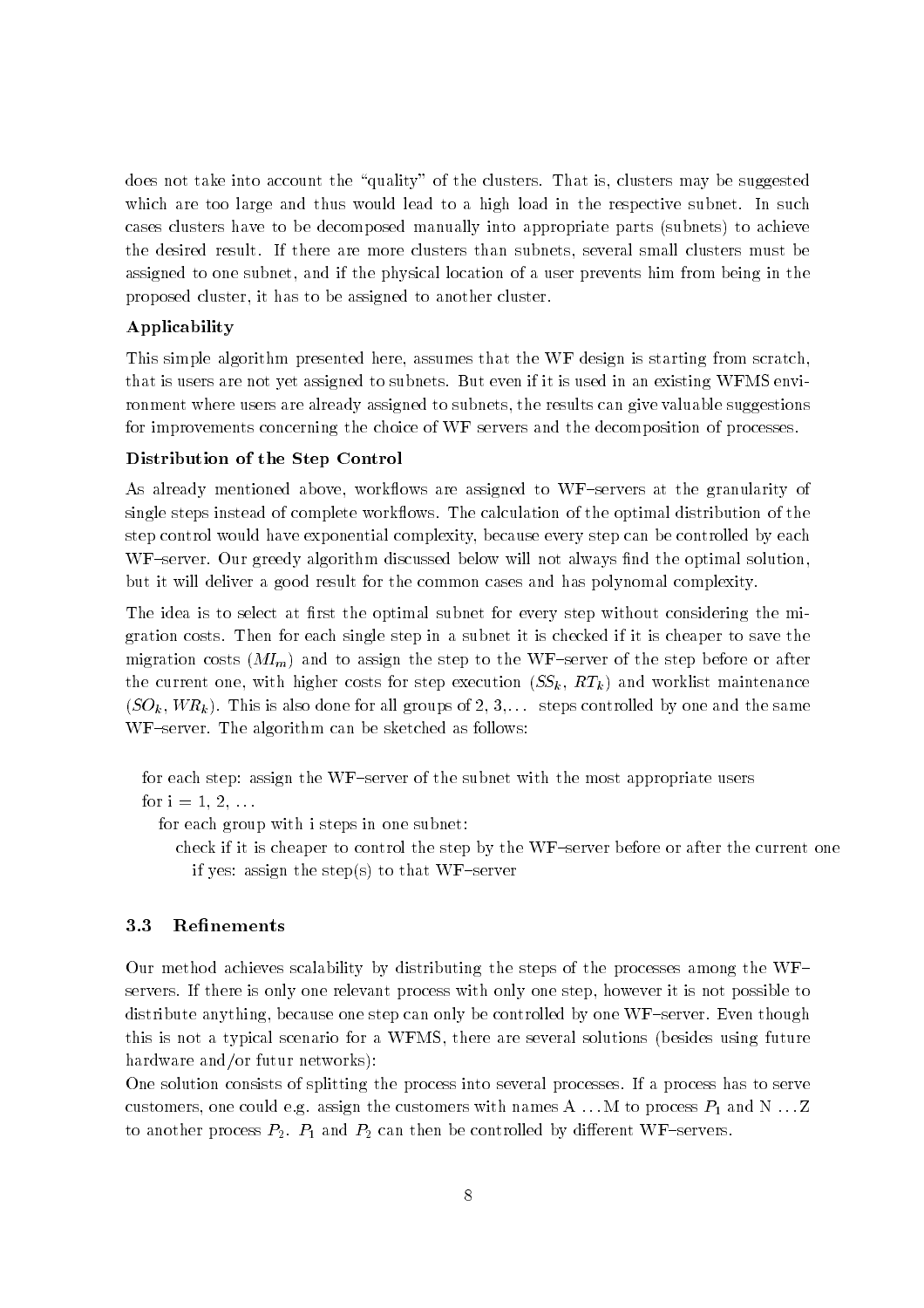does not take into account the "quality" of the clusters. That is, clusters may be suggested which are too large and thus would lead to a high load in the respective subnet. In such cases clusters have to be decomposed manually into appropriate parts (subnets) to achieve the desired result. If there are more clusters than subnets, several small clusters must be assigned to one subnet, and if the physical location of a user prevents him from being in the proposed cluster, it has to be assigned to another cluster.

**Applicability**

This simple algorithm presented here, assumes that the WF design is starting from scratch, that is users are not yet assigned to subnets. But even if it is used in an existing WFMS environment where users are already assigned to subnets, the results can give valuable suggestions for improvements concerning the choice of WF servers and the decomposition of processes.

**Distribution of the Step Control**

As already mentioned above, workflows are assigned to WF–servers at the granularity of single steps instead of complete workflows. The calculation of the optimal distribution of the step control would have exponential complexity, because every step can be controlled by each WF–server. Our greedy algorithm discussed below will not always find the optimal solution, but it will deliver a good result for the common cases and has polynomal complexity.

The idea is to select at first the optimal subnet for every step without considering the migration costs. Then for each single step in a subnet it is checked if it is cheaper to save the migration costs ($MI_m$) and to assign the step to the WF–server of the step before or after the current one, with higher costs for step execution ($SS_k$, $RT_k$) and worklist maintenance ($SO_k$, $WR_k$). This is also done for all groups of 2, 3,... steps controlled by one and the same WF–server. The algorithm can be sketched as follows:

```
for each step: assign the WF–server of the subnet with the most appropriate users
for i = 1, 2, ...
   for each group with i steps in one subnet:
      check if it is cheaper to control the step by the WF–server before or after the current one
         if yes: assign the step(s) to that WF–server
```

### 3.3 Refinements

Our method achieves scalability by distributing the steps of the processes among the WF–servers. If there is only one relevant process with only one step, however it is not possible to distribute anything, because one step can only be controlled by one WF–server. Even though this is not a typical scenario for a WFMS, there are several solutions (besides using future hardware and/or futur networks):

One solution consists of splitting the process into several processes. If a process has to serve customers, one could e.g. assign the customers with names A ...M to process $P_1$ and N ...Z to another process $P_2$. $P_1$ and $P_2$ can then be controlled by different WF–servers.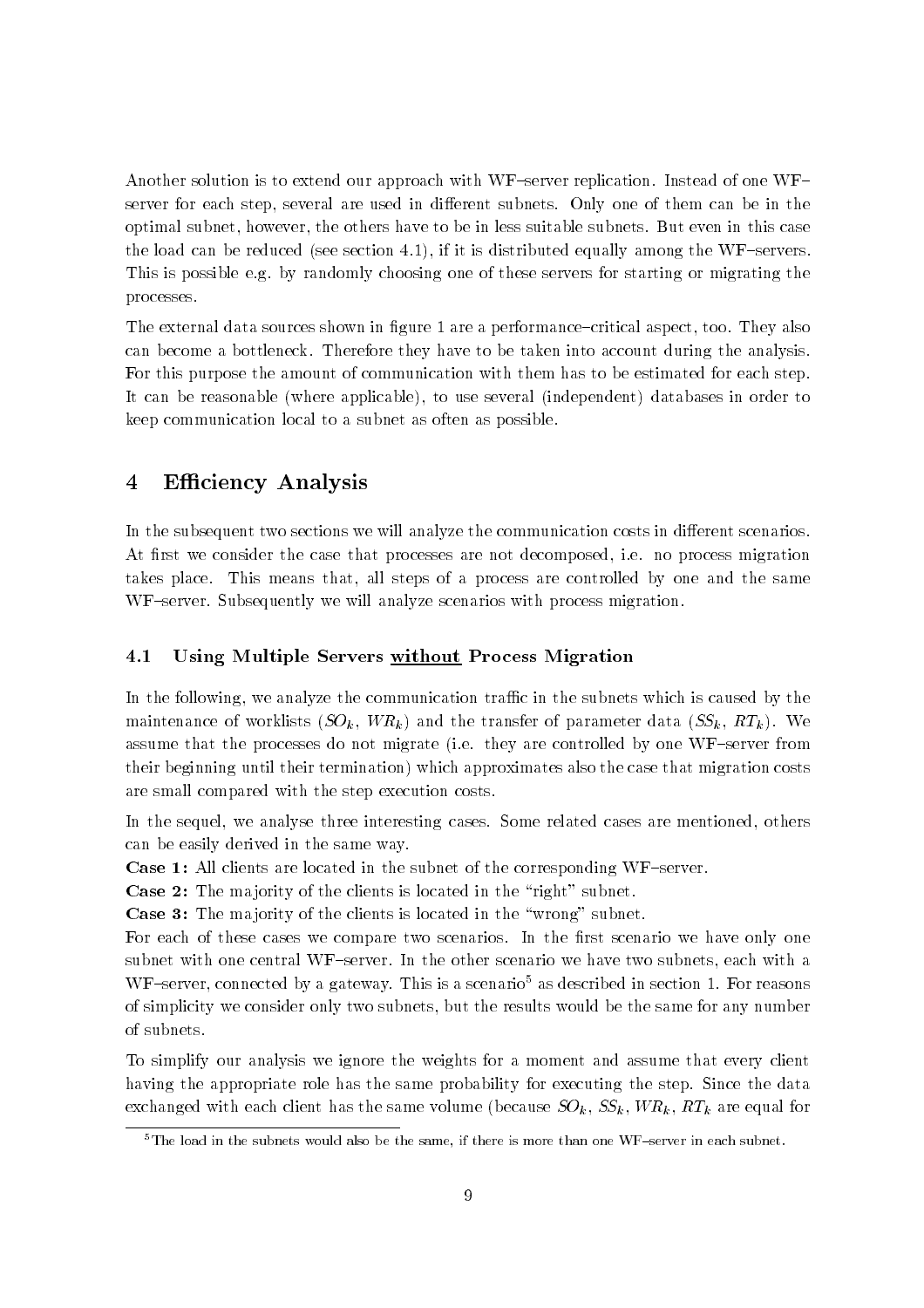Another solution is to extend our approach with WF–server replication. Instead of one WF–server for each step, several are used in different subnets. Only one of them can be in the optimal subnet, however, the others have to be in less suitable subnets. But even in this case the load can be reduced (see section 4.1), if it is distributed equally among the WF–servers. This is possible e.g. by randomly choosing one of these servers for starting or migrating the processes.

The external data sources shown in figure 1 are a performance–critical aspect, too. They also can become a bottleneck. Therefore they have to be taken into account during the analysis. For this purpose the amount of communication with them has to be estimated for each step. It can be reasonable (where applicable), to use several (independent) databases in order to keep communication local to a subnet as often as possible.

# 4 Efficiency Analysis

In the subsequent two sections we will analyze the communication costs in different scenarios. At first we consider the case that processes are not decomposed, i.e. no process migration takes place. This means that, all steps of a process are controlled by one and the same WF–server. Subsequently we will analyze scenarios with process migration.

## 4.1 Using Multiple Servers without Process Migration

In the following, we analyze the communication traffic in the subnets which is caused by the maintenance of worklists ($SO_k$, $WR_k$) and the transfer of parameter data ($SS_k$, $RT_k$). We assume that the processes do not migrate (i.e. they are controlled by one WF–server from their beginning until their termination) which approximates also the case that migration costs are small compared with the step execution costs.

In the sequel, we analyse three interesting cases. Some related cases are mentioned, others can be easily derived in the same way.

**Case 1:** All clients are located in the subnet of the corresponding WF–server.

**Case 2:** The majority of the clients is located in the "right" subnet.

**Case 3:** The majority of the clients is located in the "wrong" subnet.

For each of these cases we compare two scenarios. In the first scenario we have only one subnet with one central WF–server. In the other scenario we have two subnets, each with a WF–server, connected by a gateway. This is a scenario[5] as described in section 1. For reasons of simplicity we consider only two subnets, but the results would be the same for any number of subnets.

To simplify our analysis we ignore the weights for a moment and assume that every client having the appropriate role has the same probability for executing the step. Since the data exchanged with each client has the same volume (because $SO_k$, $SS_k$, $WR_k$, $RT_k$ are equal for

[5] The load in the subnets would also be the same, if there is more than one WF–server in each subnet.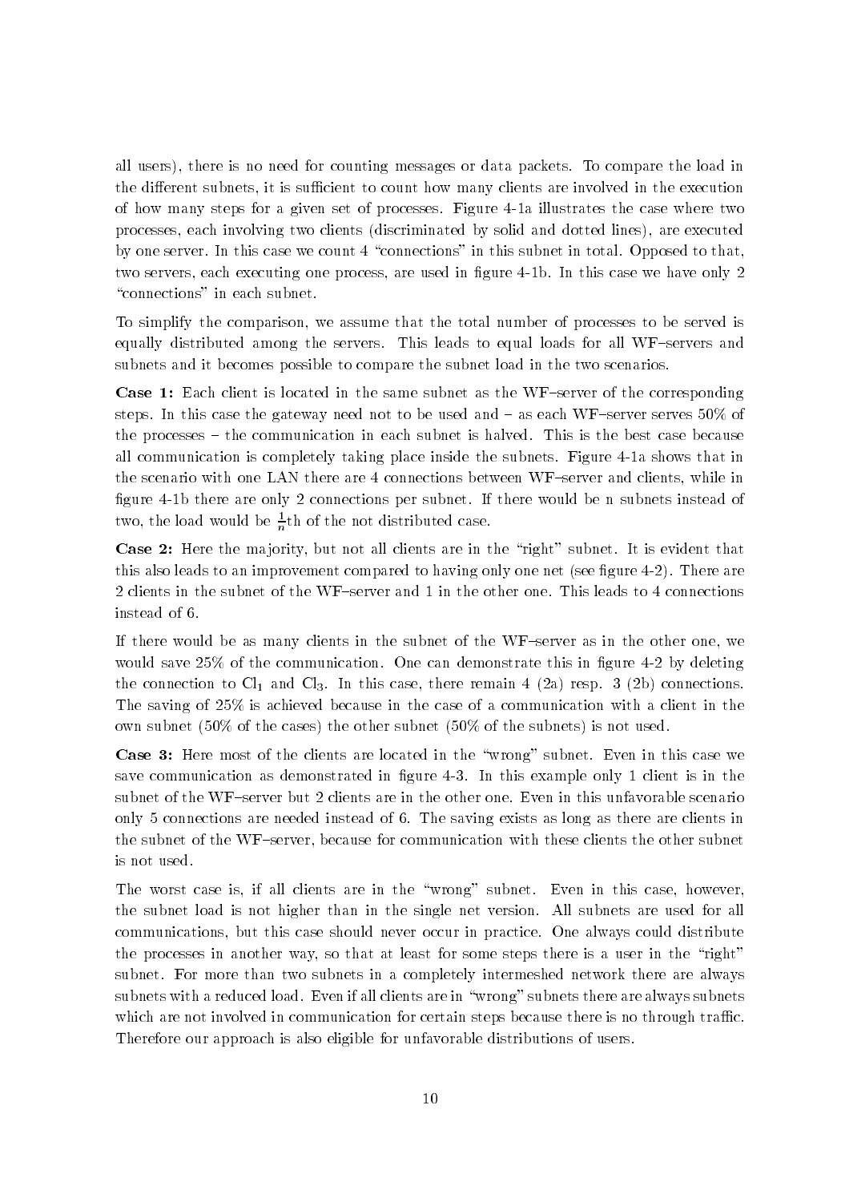all users), there is no need for counting messages or data packets. To compare the load in the different subnets, it is sufficient to count how many clients are involved in the execution of how many steps for a given set of processes. Figure 4-1a illustrates the case where two processes, each involving two clients (discriminated by solid and dotted lines), are executed by one server. In this case we count 4 "connections" in this subnet in total. Opposed to that, two servers, each executing one process, are used in figure 4-1b. In this case we have only 2 "connections" in each subnet.

To simplify the comparison, we assume that the total number of processes to be served is equally distributed among the servers. This leads to equal loads for all WF–servers and subnets and it becomes possible to compare the subnet load in the two scenarios.

**Case 1:** Each client is located in the same subnet as the WF–server of the corresponding steps. In this case the gateway need not to be used and – as each WF–server serves 50% of the processes – the communication in each subnet is halved. This is the best case because all communication is completely taking place inside the subnets. Figure 4-1a shows that in the scenario with one LAN there are 4 connections between WF–server and clients, while in figure 4-1b there are only 2 connections per subnet. If there would be n subnets instead of two, the load would be $\frac{1}{n}$th of the not distributed case.

**Case 2:** Here the majority, but not all clients are in the "right" subnet. It is evident that this also leads to an improvement compared to having only one net (see figure 4-2). There are 2 clients in the subnet of the WF–server and 1 in the other one. This leads to 4 connections instead of 6.

If there would be as many clients in the subnet of the WF–server as in the other one, we would save 25% of the communication. One can demonstrate this in figure 4-2 by deleting the connection to $Cl_1$ and $Cl_3$. In this case, there remain 4 (2a) resp. 3 (2b) connections. The saving of 25% is achieved because in the case of a communication with a client in the own subnet (50% of the cases) the other subnet (50% of the subnets) is not used.

**Case 3:** Here most of the clients are located in the "wrong" subnet. Even in this case we save communication as demonstrated in figure 4-3. In this example only 1 client is in the subnet of the WF–server but 2 clients are in the other one. Even in this unfavorable scenario only 5 connections are needed instead of 6. The saving exists as long as there are clients in the subnet of the WF–server, because for communication with these clients the other subnet is not used.

The worst case is, if all clients are in the "wrong" subnet. Even in this case, however, the subnet load is not higher than in the single net version. All subnets are used for all communications, but this case should never occur in practice. One always could distribute the processes in another way, so that at least for some steps there is a user in the "right" subnet. For more than two subnets in a completely intermeshed network there are always subnets with a reduced load. Even if all clients are in "wrong" subnets there are always subnets which are not involved in communication for certain steps because there is no through traffic. Therefore our approach is also eligible for unfavorable distributions of users.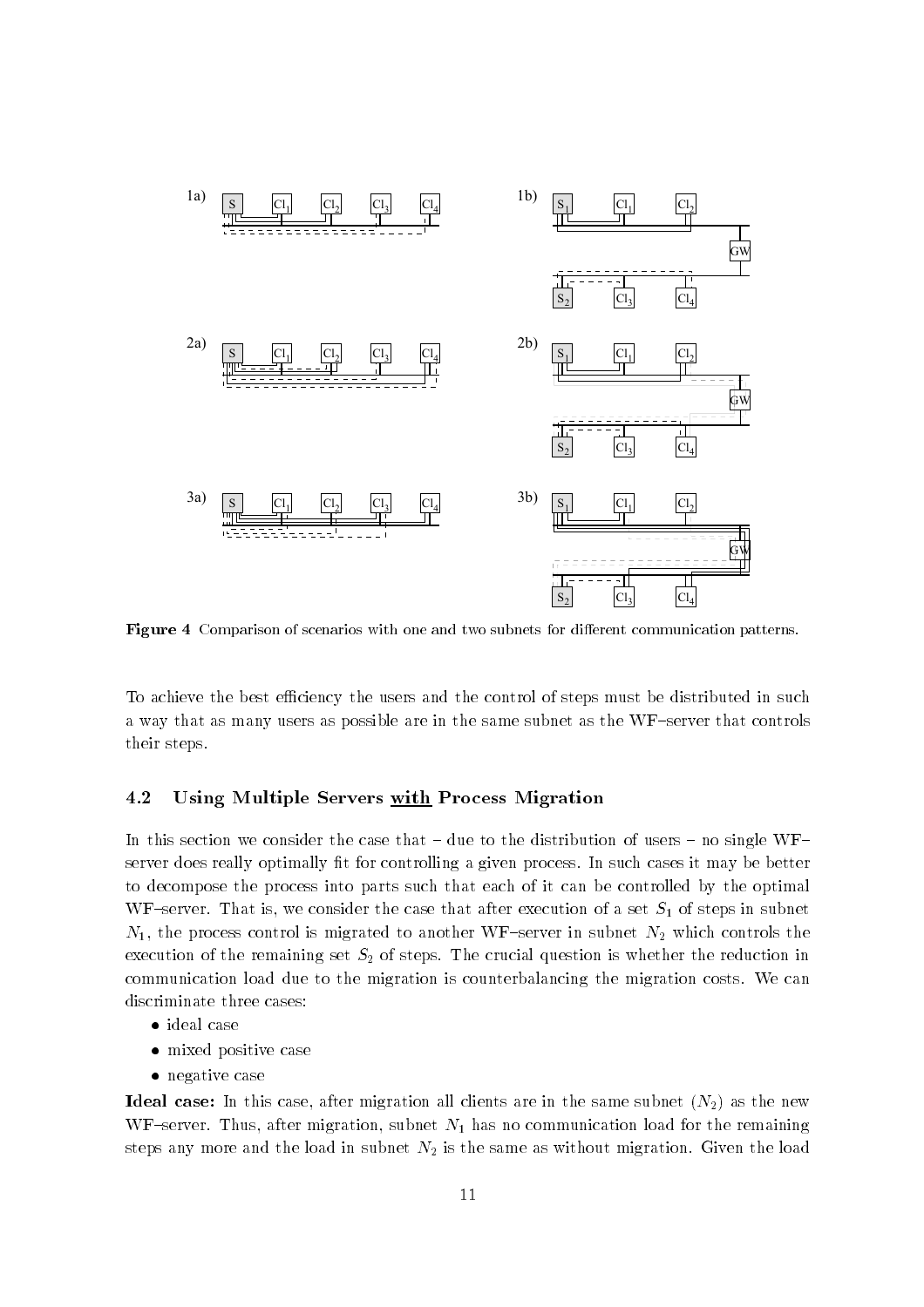**Figure 4** Comparison of scenarios with one and two subnets for different communication patterns.

To achieve the best efficiency the users and the control of steps must be distributed in such a way that as many users as possible are in the same subnet as the WF–server that controls their steps.

### 4.2 Using Multiple Servers with Process Migration

In this section we consider the case that – due to the distribution of users – no single WF–server does really optimally fit for controlling a given process. In such cases it may be better to decompose the process into parts such that each of it can be controlled by the optimal WF–server. That is, we consider the case that after execution of a set $S_1$ of steps in subnet $N_1$, the process control is migrated to another WF–server in subnet $N_2$ which controls the execution of the remaining set $S_2$ of steps. The crucial question is whether the reduction in communication load due to the migration is counterbalancing the migration costs. We can discriminate three cases:

- ideal case
- mixed positive case
- negative case

**Ideal case:** In this case, after migration all clients are in the same subnet ($N_2$) as the new WF–server. Thus, after migration, subnet $N_1$ has no communication load for the remaining steps any more and the load in subnet $N_2$ is the same as without migration. Given the load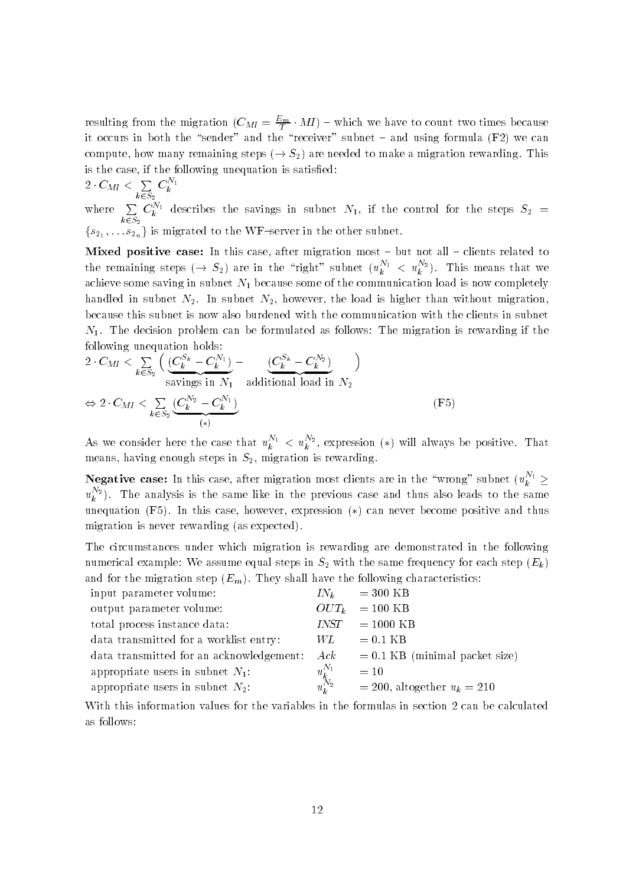resulting from the migration ($C_{MI} = \frac{E_m}{T} \cdot MI$) – which we have to count two times because it occurs in both the "sender" and the "receiver" subnet – and using formula (F2) we can compute, how many remaining steps ($\rightarrow S_2$) are needed to make a migration rewarding. This is the case, if the following unequation is satisfied:

$$2 \cdot C_{MI} < \sum_{k \in S_2} C_k^{\prime N_1}$$

where $\sum_{k \in S_2} C_k^{\prime N_1}$ describes the savings in subnet $N_1$, if the control for the steps $S_2 = \{s_{2_1}, \ldots s_{2_n}\}$ is migrated to the WF–server in the other subnet.

**Mixed positive case:** In this case, after migration most – but not all – clients related to the remaining steps ($\rightarrow S_2$) are in the "right" subnet ($u_k^{N_1} < u_k^{N_2}$). This means that we achieve some saving in subnet $N_1$ because some of the communication load is now completely handled in subnet $N_2$. In subnet $N_2$, however, the load is higher than without migration, because this subnet is now also burdened with the communication with the clients in subnet $N_1$. The decision problem can be formulated as follows: The migration is rewarding if the following unequation holds:

$$2 \cdot C_{MI} < \sum_{k \in S_2} \Big( \underbrace{(C_k^{\prime S_k} - C_k^{\prime N_1})}_{\text{savings in } N_1} - \underbrace{(C_k^{\prime S_k} - C_k^{\prime N_2})}_{\text{additional load in } N_2} \Big)$$

$$\Leftrightarrow 2 \cdot C_{MI} < \sum_{k \in S_2} \underbrace{(C_k^{\prime N_2} - C_k^{\prime N_1})}_{(*)} \qquad \text{(F5)}$$

As we consider here the case that $u_k^{N_1} < u_k^{N_2}$, expression ($*$) will always be positive. That means, having enough steps in $S_2$, migration is rewarding.

**Negative case:** In this case, after migration most clients are in the "wrong" subnet ($u_k^{N_1} \geq u_k^{N_2}$). The analysis is the same like in the previous case and thus also leads to the same unequation (F5). In this case, however, expression ($*$) can never become positive and thus migration is never rewarding (as expected).

The circumstances under which migration is rewarding are demonstrated in the following numerical example: We assume equal steps in $S_2$ with the same frequency for each step ($E_k$) and for the migration step ($E_m$). They shall have the following characteristics:

| | | |
|---|---|---|
| input parameter volume: | $IN_k$ | = 300 KB |
| output parameter volume: | $OUT_k$ | = 100 KB |
| total process instance data: | $INST$ | = 1000 KB |
| data transmitted for a worklist entry: | $WL$ | = 0.1 KB |
| data transmitted for an acknowledgement: | $Ack$ | = 0.1 KB (minimal packet size) |
| appropriate users in subnet $N_1$: | $u_k^{N_1}$ | = 10 |
| appropriate users in subnet $N_2$: | $u_k^{N_2}$ | = 200, altogether $u_k = 210$ |

With this information values for the variables in the formulas in section 2 can be calculated as follows: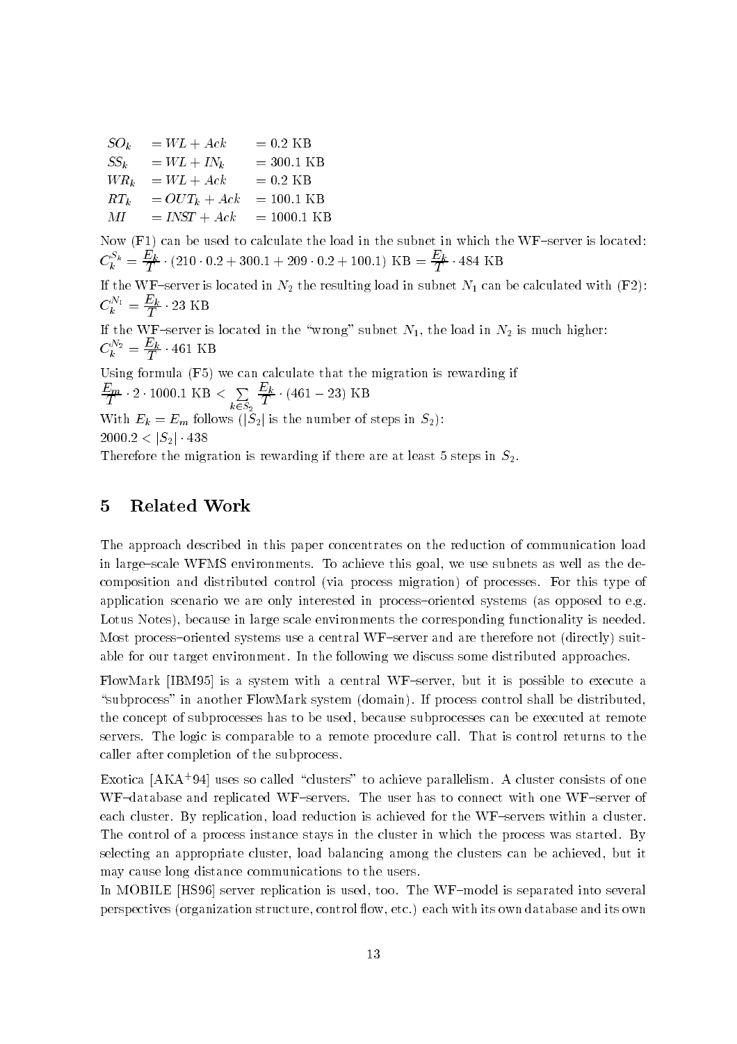$$
\begin{aligned}
SO_k &= WL + Ack &&= 0.2 \text{ KB} \\
SS_k &= WL + IN_k &&= 300.1 \text{ KB} \\
WR_k &= WL + Ack &&= 0.2 \text{ KB} \\
RT_k &= OUT_k + Ack &&= 100.1 \text{ KB} \\
MI &= INST + Ack &&= 1000.1 \text{ KB}
\end{aligned}
$$

Now (**F1**) can be used to calculate the load in the subnet in which the WF–server is located:
$C_k^{S_k} = \frac{E_k}{T} \cdot (210 \cdot 0.2 + 300.1 + 209 \cdot 0.2 + 100.1)$ KB $= \frac{E_k}{T} \cdot 484$ KB

If the WF–server is located in $N_2$ the resulting load in subnet $N_1$ can be calculated with (**F2**):
$C_k^{N_1} = \frac{E_k}{T} \cdot 23$ KB

If the WF–server is located in the "wrong" subnet $N_1$, the load in $N_2$ is much higher:
$C_k^{N_2} = \frac{E_k}{T} \cdot 461$ KB

Using formula (**F5**) we can calculate that the migration is rewarding if
$\frac{E_m}{T} \cdot 2 \cdot 1000.1 \text{ KB} < \sum_{k \in S_2} \frac{E_k}{T} \cdot (461 - 23) \text{ KB}$

With $E_k = E_m$ follows ($|S_2|$ is the number of steps in $S_2$):
$2000.2 < |S_2| \cdot 438$

Therefore the migration is rewarding if there are at least 5 steps in $S_2$.

## 5 Related Work

The approach described in this paper concentrates on the reduction of communication load in large–scale WFMS environments. To achieve this goal, we use subnets as well as the decomposition and distributed control (via process migration) of processes. For this type of application scenario we are only interested in process–oriented systems (as opposed to e.g. Lotus Notes), because in large scale environments the corresponding functionality is needed. Most process–oriented systems use a central WF–server and are therefore not (directly) suitable for our target environment. In the following we discuss some distributed approaches.

FlowMark [IBM95] is a system with a central WF–server, but it is possible to execute a "subprocess" in another FlowMark system (domain). If process control shall be distributed, the concept of subprocesses has to be used, because subprocesses can be executed at remote servers. The logic is comparable to a remote procedure call. That is control returns to the caller after completion of the subprocess.

Exotica [AKA+94] uses so called "clusters" to achieve parallelism. A cluster consists of one WF–database and replicated WF–servers. The user has to connect with one WF–server of each cluster. By replication, load reduction is achieved for the WF–servers within a cluster. The control of a process instance stays in the cluster in which the process was started. By selecting an appropriate cluster, load balancing among the clusters can be achieved, but it may cause long distance communications to the users.

In MOBILE [HS96] server replication is used, too. The WF–model is separated into several perspectives (organization structure, control flow, etc.) each with its own database and its own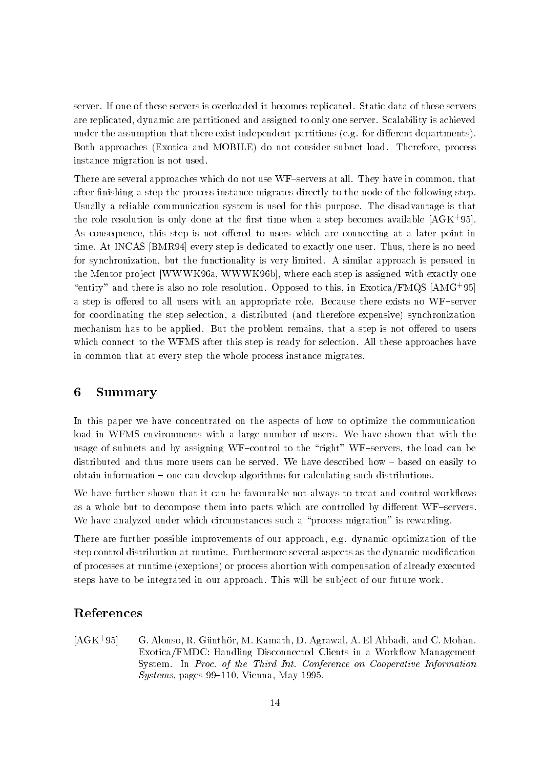server. If one of these servers is overloaded it becomes replicated. Static data of these servers are replicated, dynamic are partitioned and assigned to only one server. Scalability is achieved under the assumption that there exist independent partitions (e.g. for different departments). Both approaches (Exotica and MOBILE) do not consider subnet load. Therefore, process instance migration is not used.

There are several approaches which do not use WF–servers at all. They have in common, that after finishing a step the process instance migrates directly to the node of the following step. Usually a reliable communication system is used for this purpose. The disadvantage is that the role resolution is only done at the first time when a step becomes available [AGK+95]. As consequence, this step is not offered to users which are connecting at a later point in time. At INCAS [BMR94] every step is dedicated to exactly one user. Thus, there is no need for synchronization, but the functionality is very limited. A similar approach is persued in the Mentor project [WWWK96a, WWWK96b], where each step is assigned with exactly one "entity" and there is also no role resolution. Opposed to this, in Exotica/FMQS [AMG+95] a step is offered to all users with an appropriate role. Because there exists no WF–server for coordinating the step selection, a distributed (and therefore expensive) synchronization mechanism has to be applied. But the problem remains, that a step is not offered to users which connect to the WFMS after this step is ready for selection. All these approaches have in common that at every step the whole process instance migrates.

## 6 Summary

In this paper we have concentrated on the aspects of how to optimize the communication load in WFMS environments with a large number of users. We have shown that with the usage of subnets and by assigning WF–control to the "right" WF–servers, the load can be distributed and thus more users can be served. We have described how – based on easily to obtain information – one can develop algorithms for calculating such distributions.

We have further shown that it can be favourable not always to treat and control workflows as a whole but to decompose them into parts which are controlled by different WF–servers. We have analyzed under which circumstances such a "process migration" is rewarding.

There are further possible improvements of our approach, e.g. dynamic optimization of the step control distribution at runtime. Furthermore several aspects as the dynamic modification of processes at runtime (exeptions) or process abortion with compensation of already executed steps have to be integrated in our approach. This will be subject of our future work.

## References

[AGK+95] G. Alonso, R. Günthör, M. Kamath, D. Agrawal, A. El Abbadi, and C. Mohan. Exotica/FMDC: Handling Disconnected Clients in a Workflow Management System. In *Proc. of the Third Int. Conference on Cooperative Information Systems*, pages 99–110, Vienna, May 1995.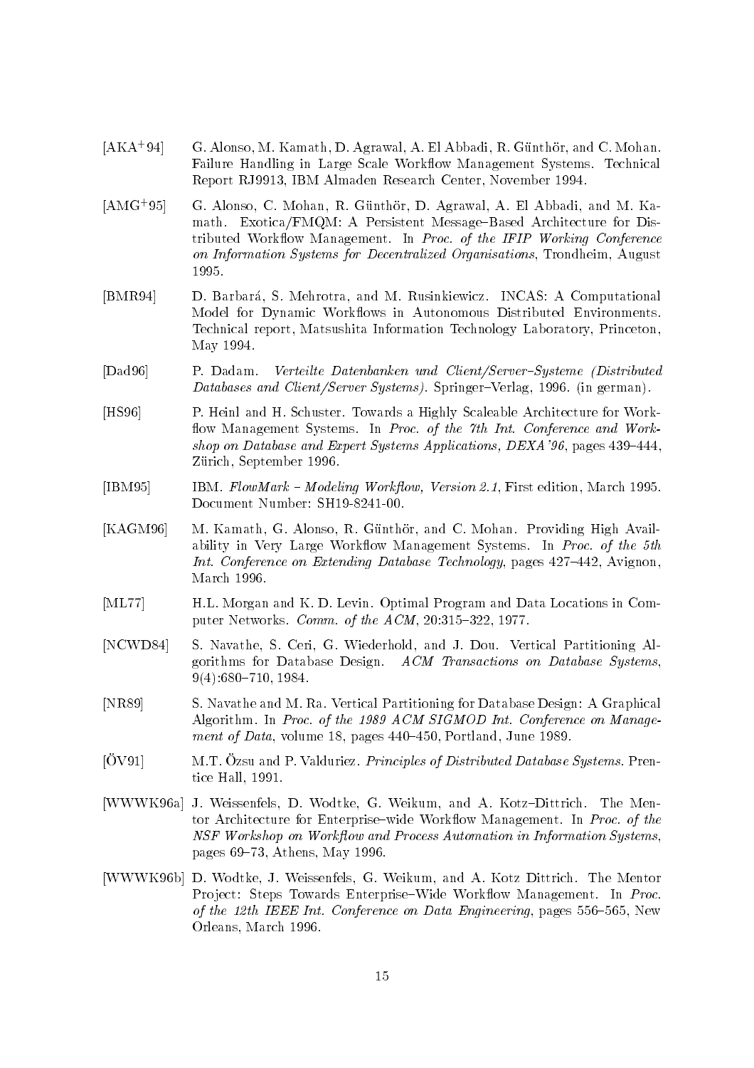[AKA+94] G. Alonso, M. Kamath, D. Agrawal, A. El Abbadi, R. Günthör, and C. Mohan. Failure Handling in Large Scale Workflow Management Systems. Technical Report RJ9913, IBM Almaden Research Center, November 1994.

[AMG+95] G. Alonso, C. Mohan, R. Günthör, D. Agrawal, A. El Abbadi, and M. Kamath. Exotica/FMQM: A Persistent Message–Based Architecture for Distributed Workflow Management. In *Proc. of the IFIP Working Conference on Information Systems for Decentralized Organisations*, Trondheim, August 1995.

[BMR94] D. Barbará, S. Mehrotra, and M. Rusinkiewicz. INCAS: A Computational Model for Dynamic Workflows in Autonomous Distributed Environments. Technical report, Matsushita Information Technology Laboratory, Princeton, May 1994.

[Dad96] P. Dadam. *Verteilte Datenbanken und Client/Server–Systeme (Distributed Databases and Client/Server Systems)*. Springer–Verlag, 1996. (in german).

[HS96] P. Heinl and H. Schuster. Towards a Highly Scaleable Architecture for Workflow Management Systems. In *Proc. of the 7th Int. Conference and Workshop on Database and Expert Systems Applications, DEXA'96*, pages 439–444, Zürich, September 1996.

[IBM95] IBM. *FlowMark – Modeling Workflow, Version 2.1*, First edition, March 1995. Document Number: SH19-8241-00.

[KAGM96] M. Kamath, G. Alonso, R. Günthör, and C. Mohan. Providing High Availability in Very Large Workflow Management Systems. In *Proc. of the 5th Int. Conference on Extending Database Technology*, pages 427–442, Avignon, March 1996.

[ML77] H.L. Morgan and K. D. Levin. Optimal Program and Data Locations in Computer Networks. *Comm. of the ACM*, 20:315–322, 1977.

[NCWD84] S. Navathe, S. Ceri, G. Wiederhold, and J. Dou. Vertical Partitioning Algorithms for Database Design. *ACM Transactions on Database Systems*, 9(4):680–710, 1984.

[NR89] S. Navathe and M. Ra. Vertical Partitioning for Database Design: A Graphical Algorithm. In *Proc. of the 1989 ACM SIGMOD Int. Conference on Management of Data*, volume 18, pages 440–450, Portland, June 1989.

[ÖV91] M.T. Özsu and P. Valduriez. *Principles of Distributed Database Systems*. Prentice Hall, 1991.

[WWWK96a] J. Weissenfels, D. Wodtke, G. Weikum, and A. Kotz–Dittrich. The Mentor Architecture for Enterprise–wide Workflow Management. In *Proc. of the NSF Workshop on Workflow and Process Automation in Information Systems*, pages 69–73, Athens, May 1996.

[WWWK96b] D. Wodtke, J. Weissenfels, G. Weikum, and A. Kotz Dittrich. The Mentor Project: Steps Towards Enterprise–Wide Workflow Management. In *Proc. of the 12th IEEE Int. Conference on Data Engineering*, pages 556–565, New Orleans, March 1996.